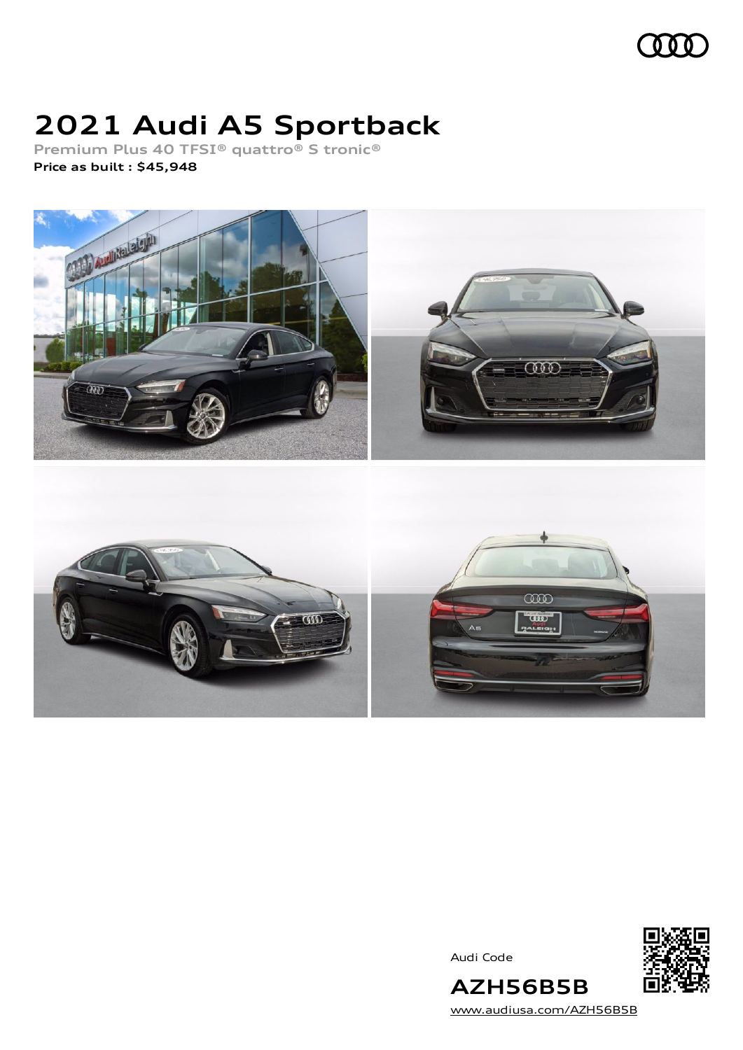# 2021 Audi A5 Sportback

**Premium Plus 40 TFSI® quattro® S tronic®**

**Price as built : $45,948**

Audi Code

**AZH56B5B**

www.audiusa.com/AZH56B5B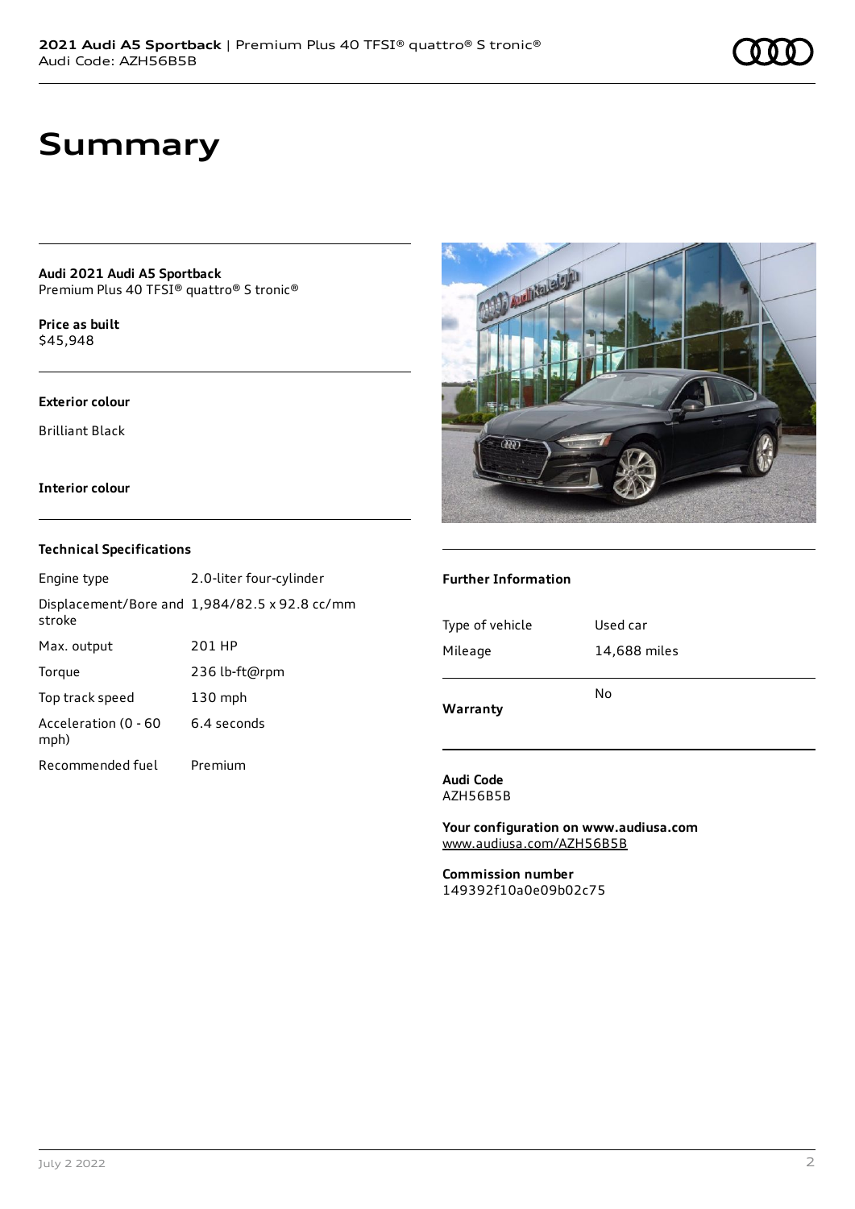# Summary

**Audi 2021 Audi A5 Sportback**
Premium Plus 40 TFSI® quattro® S tronic®

**Price as built**
$45,948

**Exterior colour**

Brilliant Black

**Interior colour**

### Technical Specifications

| | |
|---|---|
| Engine type | 2.0-liter four-cylinder |
| Displacement/Bore and stroke | 1,984/82.5 x 92.8 cc/mm |
| Max. output | 201 HP |
| Torque | 236 lb-ft@rpm |
| Top track speed | 130 mph |
| Acceleration (0 - 60 mph) | 6.4 seconds |
| Recommended fuel | Premium |

### Further Information

| | |
|---|---|
| Type of vehicle | Used car |
| Mileage | 14,688 miles |
| **Warranty** | No |

**Audi Code**
AZH56B5B

**Your configuration on www.audiusa.com**
www.audiusa.com/AZH56B5B

**Commission number**
149392f10a0e09b02c75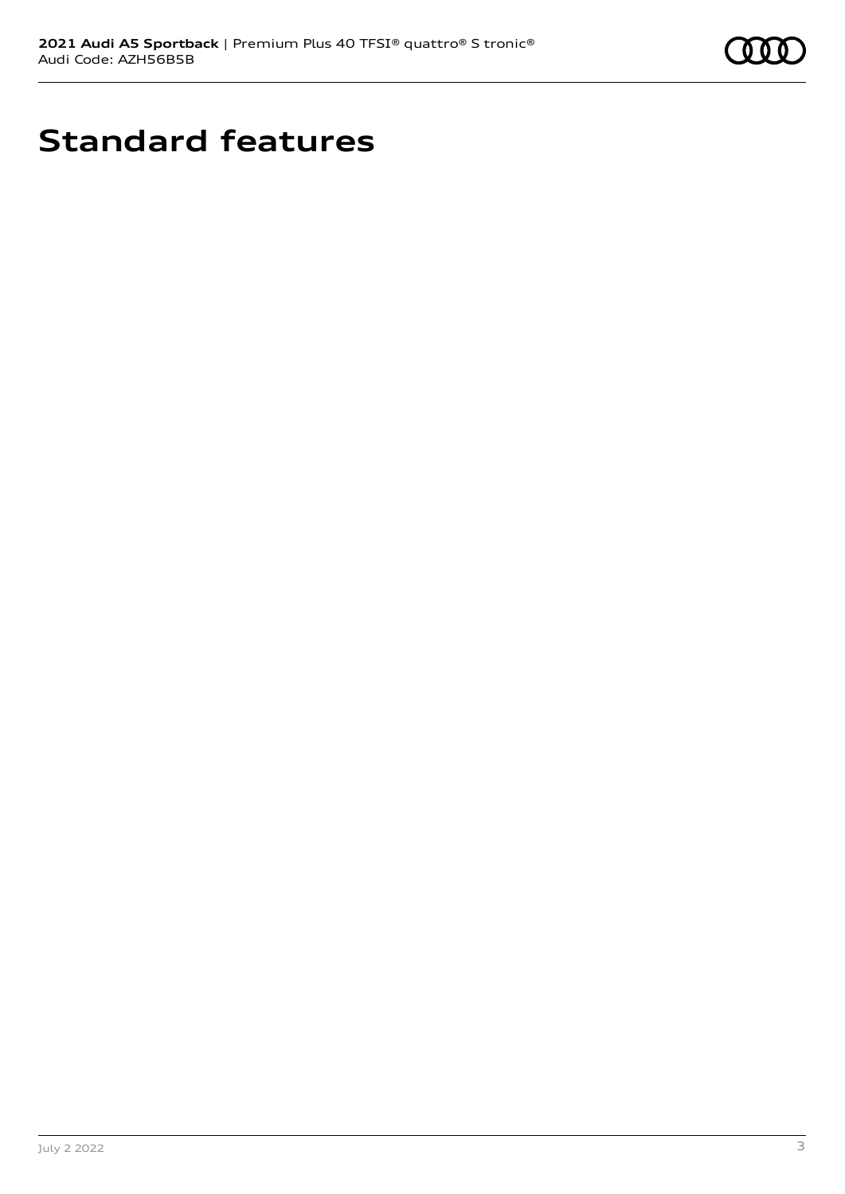# Standard features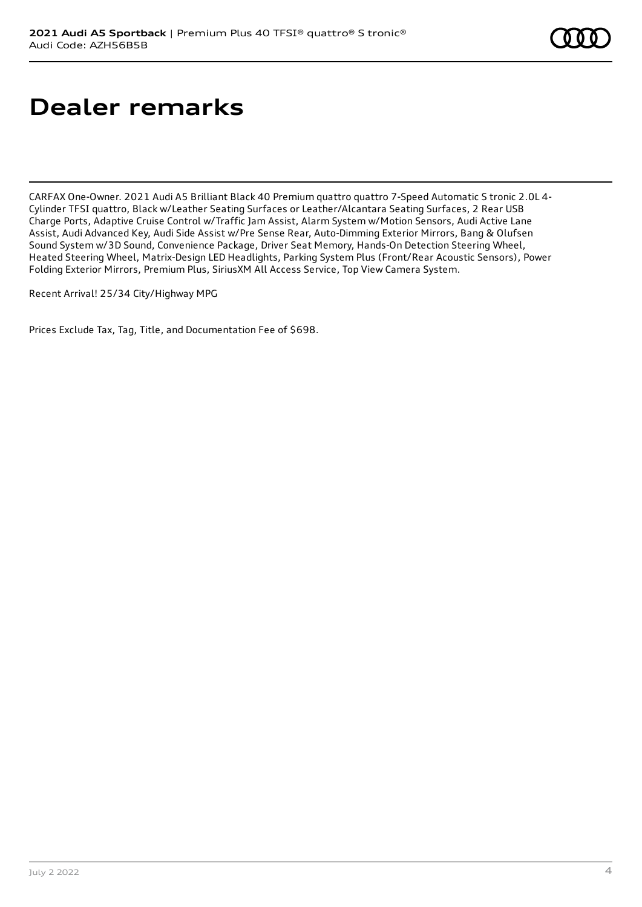# Dealer remarks

CARFAX One-Owner. 2021 Audi A5 Brilliant Black 40 Premium quattro quattro 7-Speed Automatic S tronic 2.0L 4-Cylinder TFSI quattro, Black w/Leather Seating Surfaces or Leather/Alcantara Seating Surfaces, 2 Rear USB Charge Ports, Adaptive Cruise Control w/Traffic Jam Assist, Alarm System w/Motion Sensors, Audi Active Lane Assist, Audi Advanced Key, Audi Side Assist w/Pre Sense Rear, Auto-Dimming Exterior Mirrors, Bang & Olufsen Sound System w/3D Sound, Convenience Package, Driver Seat Memory, Hands-On Detection Steering Wheel, Heated Steering Wheel, Matrix-Design LED Headlights, Parking System Plus (Front/Rear Acoustic Sensors), Power Folding Exterior Mirrors, Premium Plus, SiriusXM All Access Service, Top View Camera System.

Recent Arrival! 25/34 City/Highway MPG

Prices Exclude Tax, Tag, Title, and Documentation Fee of $698.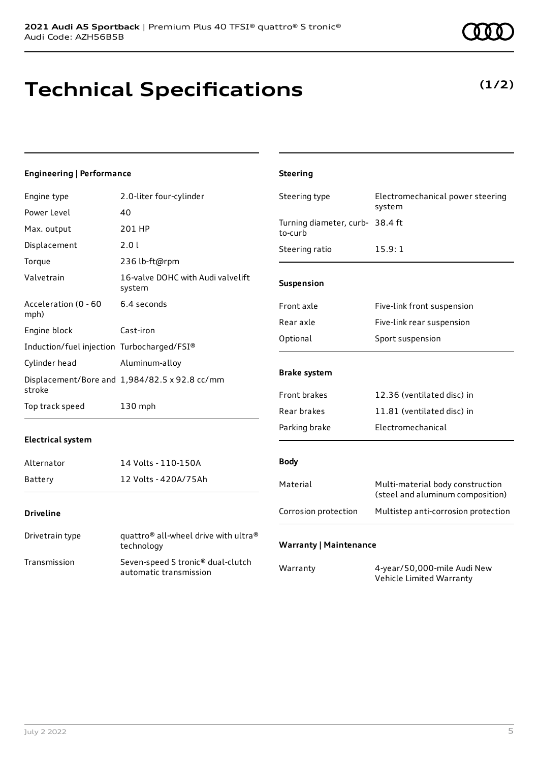**2021 Audi A5 Sportback** | Premium Plus 40 TFSI® quattro® S tronic®
Audi Code: AZH56B5B

# Technical Specifications

**(1/2)**

### Engineering | Performance

| | |
|---|---|
| Engine type | 2.0-liter four-cylinder |
| Power Level | 40 |
| Max. output | 201 HP |
| Displacement | 2.0 l |
| Torque | 236 lb-ft@rpm |
| Valvetrain | 16-valve DOHC with Audi valvelift system |
| Acceleration (0 - 60 mph) | 6.4 seconds |
| Engine block | Cast-iron |
| Induction/fuel injection | Turbocharged/FSI® |
| Cylinder head | Aluminum-alloy |
| Displacement/Bore and stroke | 1,984/82.5 x 92.8 cc/mm |
| Top track speed | 130 mph |

### Electrical system

| | |
|---|---|
| Alternator | 14 Volts - 110-150A |
| Battery | 12 Volts - 420A/75Ah |

### Driveline

| | |
|---|---|
| Drivetrain type | quattro® all-wheel drive with ultra® technology |
| Transmission | Seven-speed S tronic® dual-clutch automatic transmission |

### Steering

| | |
|---|---|
| Steering type | Electromechanical power steering system |
| Turning diameter, curb-to-curb | 38.4 ft |
| Steering ratio | 15.9: 1 |

### Suspension

| | |
|---|---|
| Front axle | Five-link front suspension |
| Rear axle | Five-link rear suspension |
| Optional | Sport suspension |

### Brake system

| | |
|---|---|
| Front brakes | 12.36 (ventilated disc) in |
| Rear brakes | 11.81 (ventilated disc) in |
| Parking brake | Electromechanical |

### Body

| | |
|---|---|
| Material | Multi-material body construction (steel and aluminum composition) |
| Corrosion protection | Multistep anti-corrosion protection |

### Warranty | Maintenance

| | |
|---|---|
| Warranty | 4-year/50,000-mile Audi New Vehicle Limited Warranty |

July 2 2022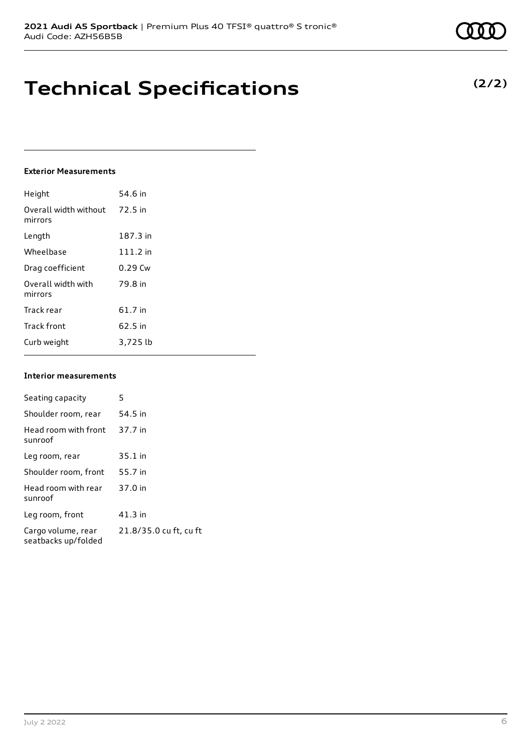# Technical Specifications

**(2/2)**

#### Exterior Measurements

| | |
|---|---|
| Height | 54.6 in |
| Overall width without mirrors | 72.5 in |
| Length | 187.3 in |
| Wheelbase | 111.2 in |
| Drag coefficient | 0.29 Cw |
| Overall width with mirrors | 79.8 in |
| Track rear | 61.7 in |
| Track front | 62.5 in |
| Curb weight | 3,725 lb |

#### Interior measurements

| | |
|---|---|
| Seating capacity | 5 |
| Shoulder room, rear | 54.5 in |
| Head room with front sunroof | 37.7 in |
| Leg room, rear | 35.1 in |
| Shoulder room, front | 55.7 in |
| Head room with rear sunroof | 37.0 in |
| Leg room, front | 41.3 in |
| Cargo volume, rear seatbacks up/folded | 21.8/35.0 cu ft, cu ft |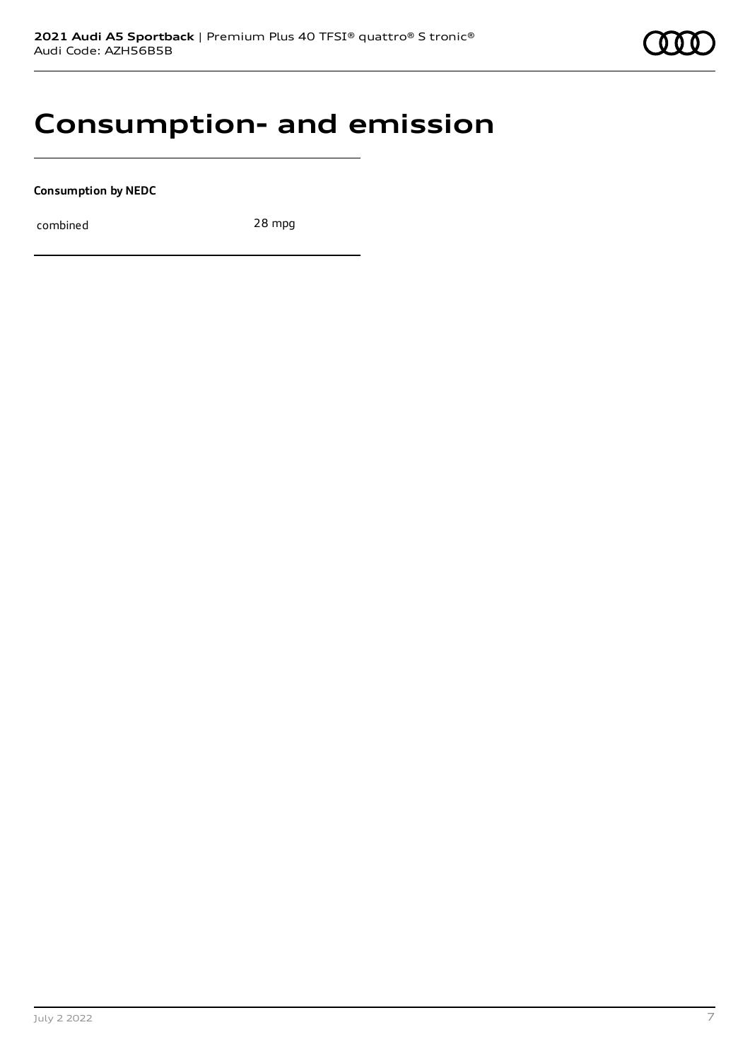# Consumption- and emission

**Consumption by NEDC**

| | |
|---|---|
| combined | 28 mpg |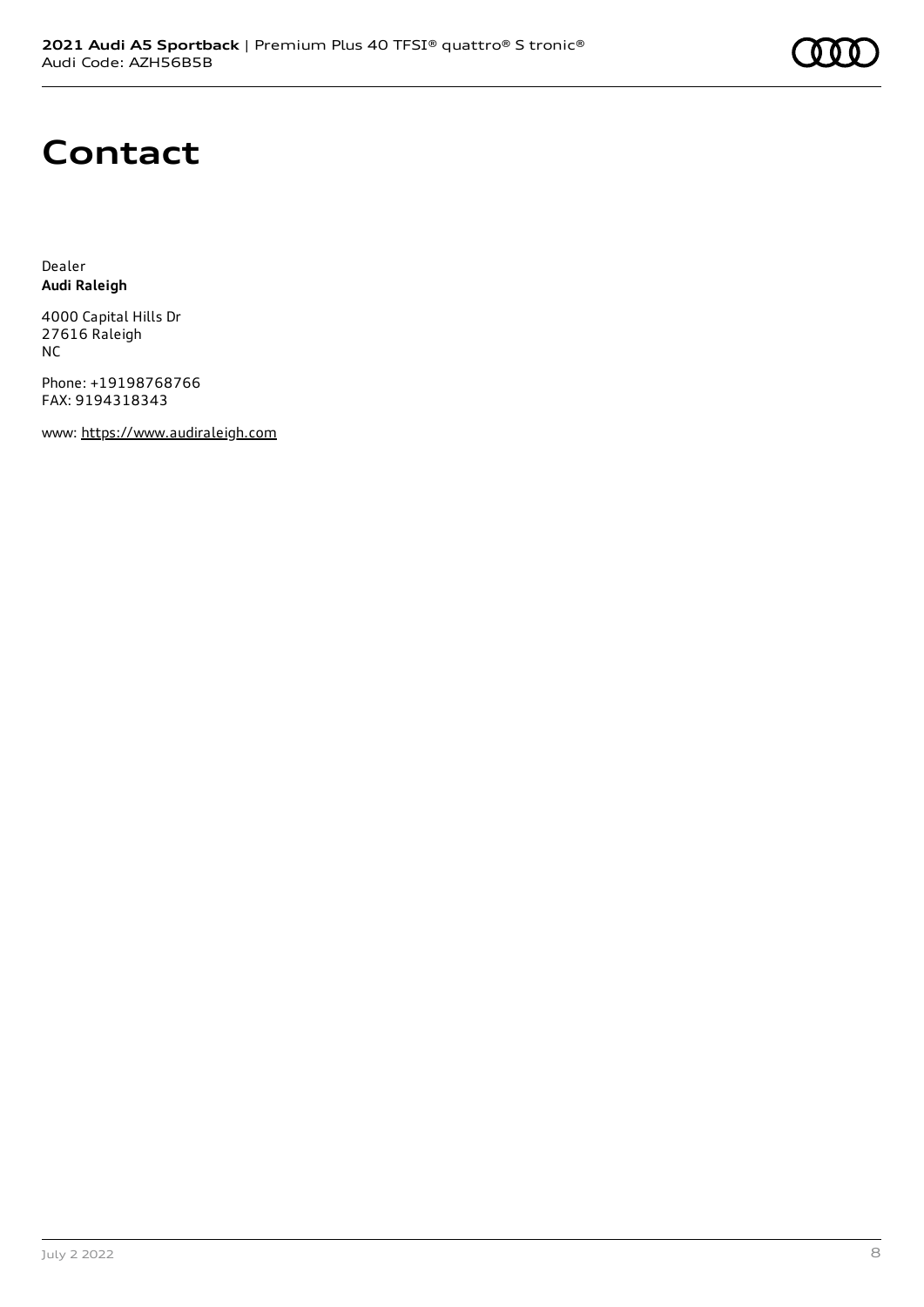# Contact

Dealer
**Audi Raleigh**

4000 Capital Hills Dr
27616 Raleigh
NC

Phone: +19198768766
FAX: 9194318343

www: https://www.audiraleigh.com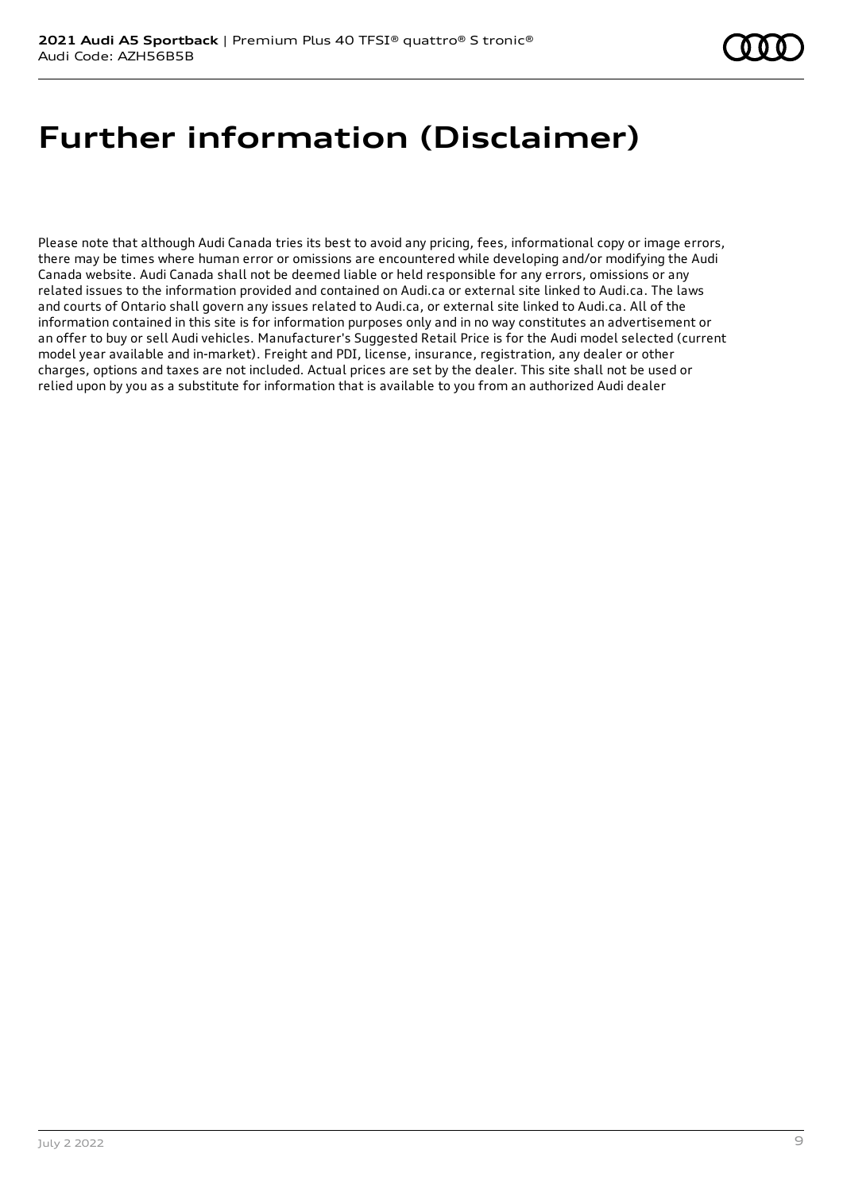# Further information (Disclaimer)

Please note that although Audi Canada tries its best to avoid any pricing, fees, informational copy or image errors, there may be times where human error or omissions are encountered while developing and/or modifying the Audi Canada website. Audi Canada shall not be deemed liable or held responsible for any errors, omissions or any related issues to the information provided and contained on Audi.ca or external site linked to Audi.ca. The laws and courts of Ontario shall govern any issues related to Audi.ca, or external site linked to Audi.ca. All of the information contained in this site is for information purposes only and in no way constitutes an advertisement or an offer to buy or sell Audi vehicles. Manufacturer's Suggested Retail Price is for the Audi model selected (current model year available and in-market). Freight and PDI, license, insurance, registration, any dealer or other charges, options and taxes are not included. Actual prices are set by the dealer. This site shall not be used or relied upon by you as a substitute for information that is available to you from an authorized Audi dealer